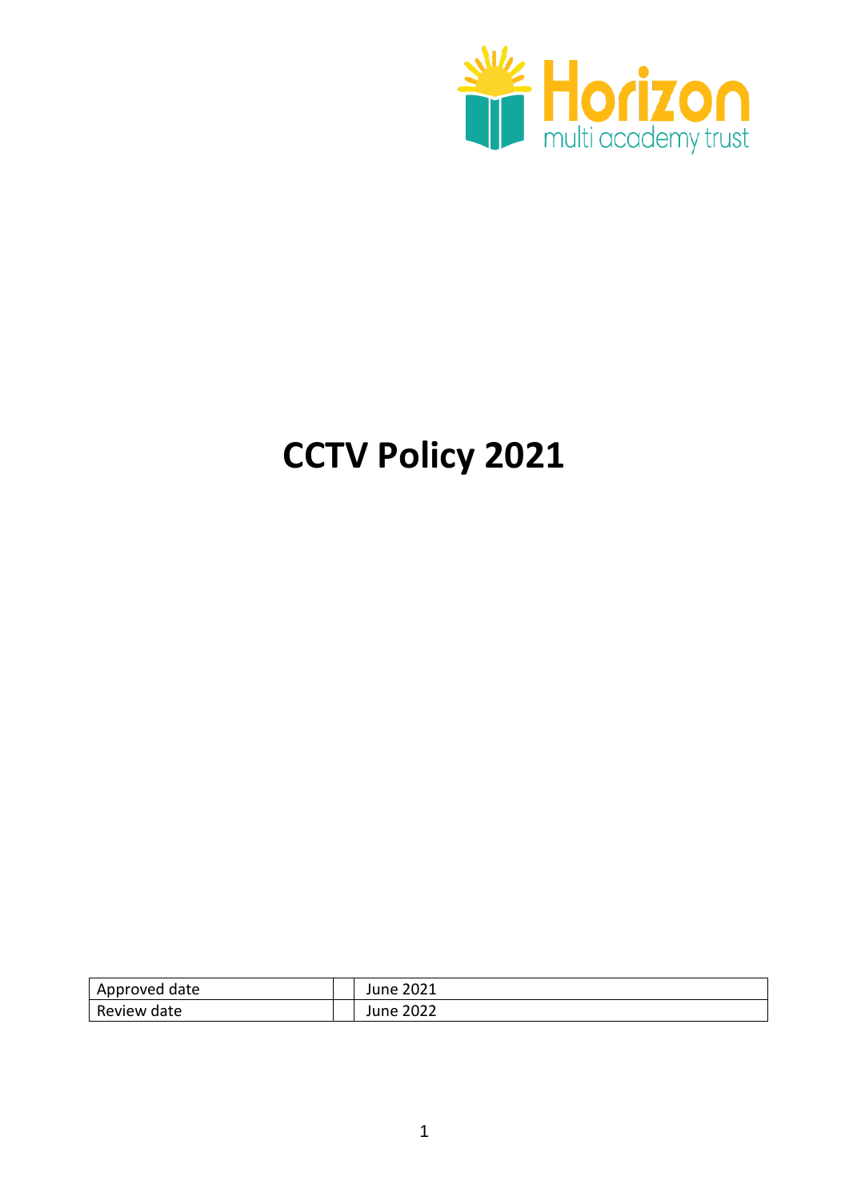Horizon multi academy trust

# CCTV Policy 2021

| Approved date | | June 2021 |
|---|---|---|
| Review date | | June 2022 |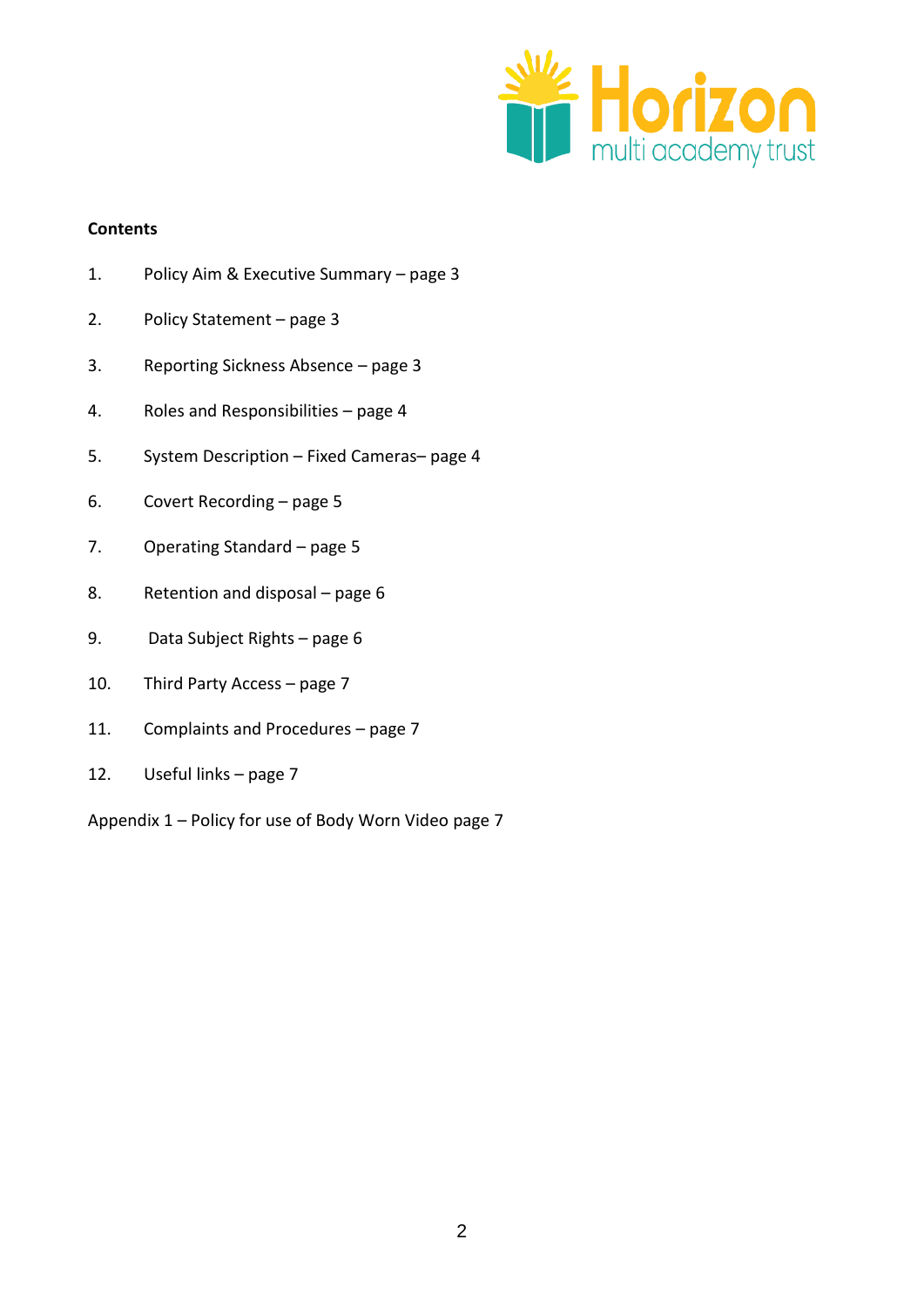**Contents**

1. Policy Aim & Executive Summary – page 3
2. Policy Statement – page 3
3. Reporting Sickness Absence – page 3
4. Roles and Responsibilities – page 4
5. System Description – Fixed Cameras– page 4
6. Covert Recording – page 5
7. Operating Standard – page 5
8. Retention and disposal – page 6
9. Data Subject Rights – page 6
10. Third Party Access – page 7
11. Complaints and Procedures – page 7
12. Useful links – page 7

Appendix 1 – Policy for use of Body Worn Video page 7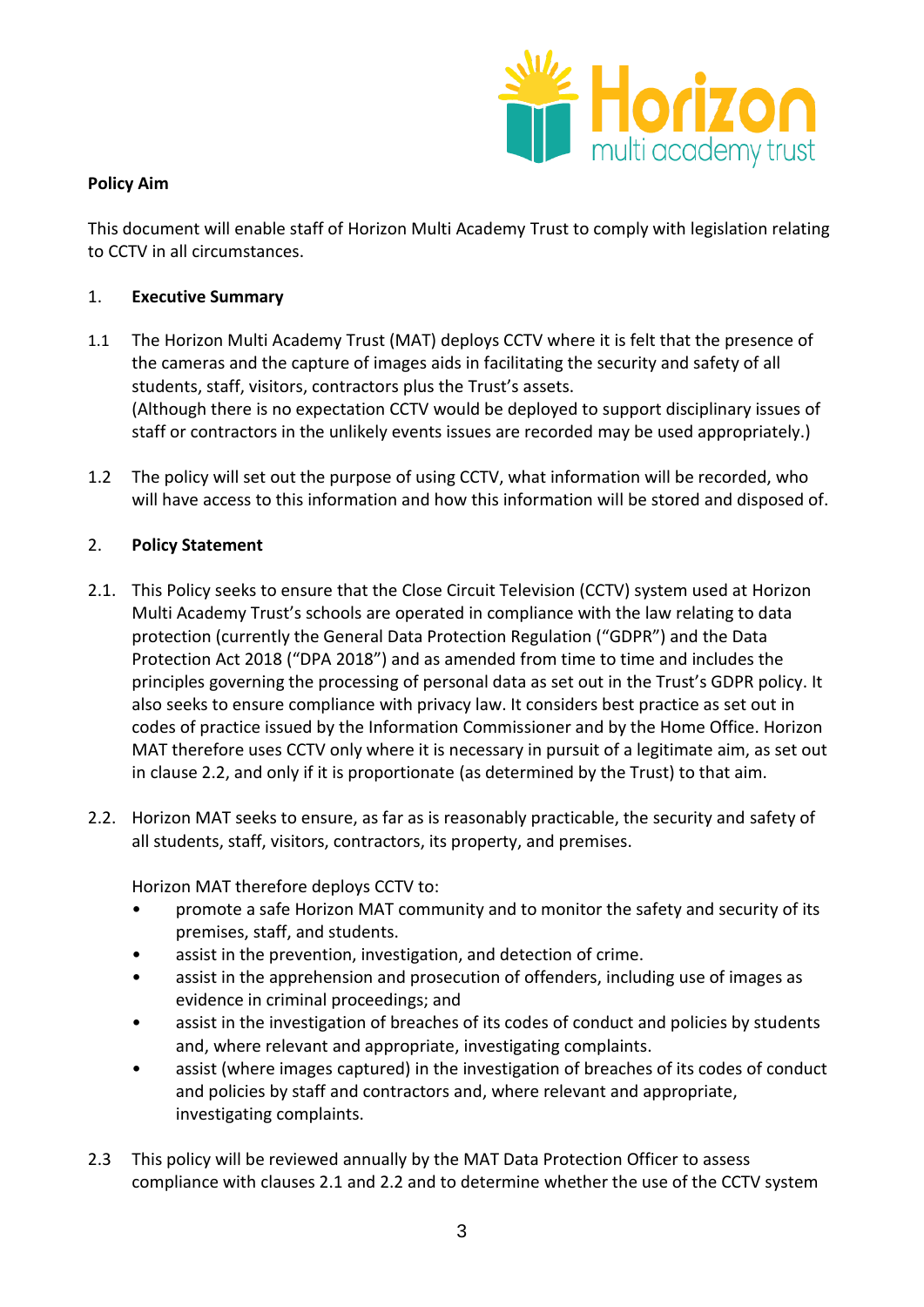**Policy Aim**

This document will enable staff of Horizon Multi Academy Trust to comply with legislation relating to CCTV in all circumstances.

## 1. Executive Summary

1.1 The Horizon Multi Academy Trust (MAT) deploys CCTV where it is felt that the presence of the cameras and the capture of images aids in facilitating the security and safety of all students, staff, visitors, contractors plus the Trust's assets.
(Although there is no expectation CCTV would be deployed to support disciplinary issues of staff or contractors in the unlikely events issues are recorded may be used appropriately.)

1.2 The policy will set out the purpose of using CCTV, what information will be recorded, who will have access to this information and how this information will be stored and disposed of.

## 2. Policy Statement

2.1. This Policy seeks to ensure that the Close Circuit Television (CCTV) system used at Horizon Multi Academy Trust's schools are operated in compliance with the law relating to data protection (currently the General Data Protection Regulation ("GDPR") and the Data Protection Act 2018 ("DPA 2018") and as amended from time to time and includes the principles governing the processing of personal data as set out in the Trust's GDPR policy. It also seeks to ensure compliance with privacy law. It considers best practice as set out in codes of practice issued by the Information Commissioner and by the Home Office. Horizon MAT therefore uses CCTV only where it is necessary in pursuit of a legitimate aim, as set out in clause 2.2, and only if it is proportionate (as determined by the Trust) to that aim.

2.2. Horizon MAT seeks to ensure, as far as is reasonably practicable, the security and safety of all students, staff, visitors, contractors, its property, and premises.

Horizon MAT therefore deploys CCTV to:

- promote a safe Horizon MAT community and to monitor the safety and security of its premises, staff, and students.
- assist in the prevention, investigation, and detection of crime.
- assist in the apprehension and prosecution of offenders, including use of images as evidence in criminal proceedings; and
- assist in the investigation of breaches of its codes of conduct and policies by students and, where relevant and appropriate, investigating complaints.
- assist (where images captured) in the investigation of breaches of its codes of conduct and policies by staff and contractors and, where relevant and appropriate, investigating complaints.

2.3 This policy will be reviewed annually by the MAT Data Protection Officer to assess compliance with clauses 2.1 and 2.2 and to determine whether the use of the CCTV system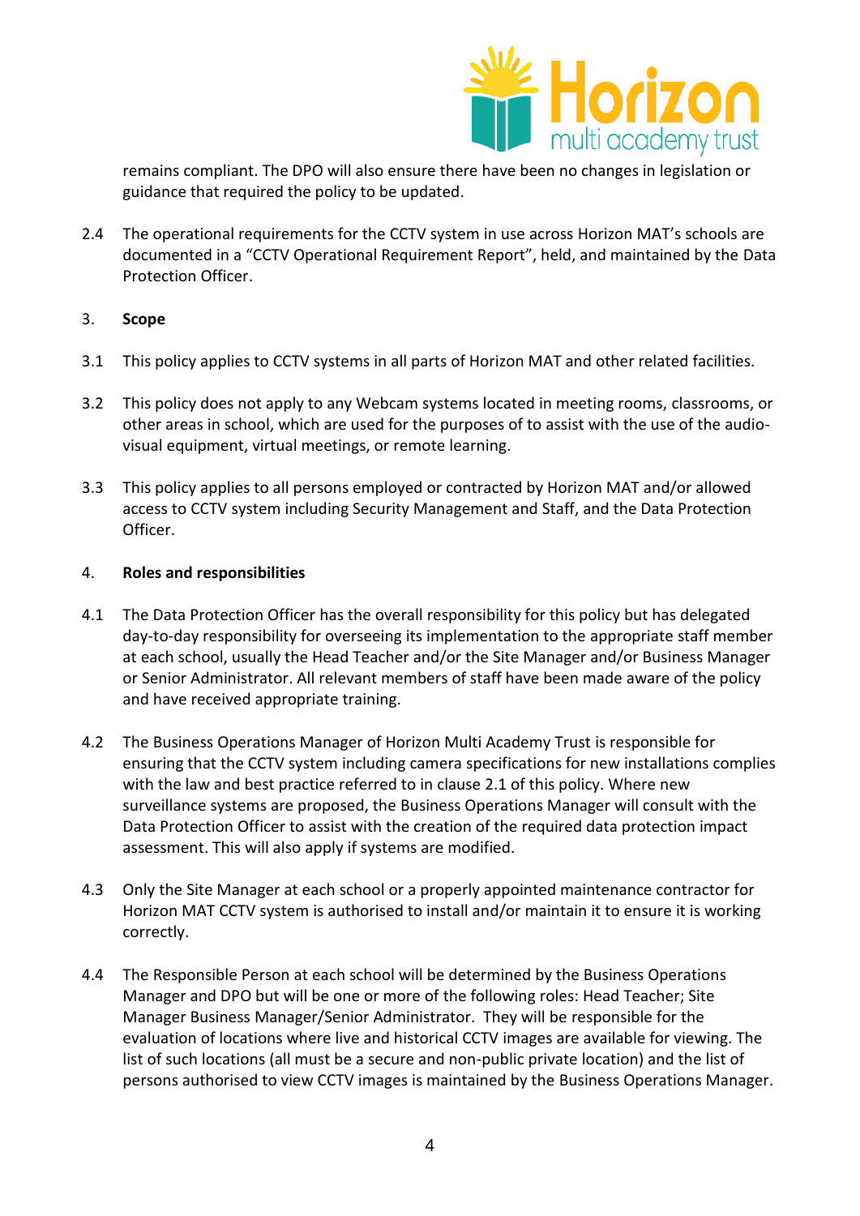remains compliant. The DPO will also ensure there have been no changes in legislation or guidance that required the policy to be updated.

2.4 The operational requirements for the CCTV system in use across Horizon MAT's schools are documented in a "CCTV Operational Requirement Report", held, and maintained by the Data Protection Officer.

## 3. Scope

3.1 This policy applies to CCTV systems in all parts of Horizon MAT and other related facilities.

3.2 This policy does not apply to any Webcam systems located in meeting rooms, classrooms, or other areas in school, which are used for the purposes of to assist with the use of the audio-visual equipment, virtual meetings, or remote learning.

3.3 This policy applies to all persons employed or contracted by Horizon MAT and/or allowed access to CCTV system including Security Management and Staff, and the Data Protection Officer.

## 4. Roles and responsibilities

4.1 The Data Protection Officer has the overall responsibility for this policy but has delegated day-to-day responsibility for overseeing its implementation to the appropriate staff member at each school, usually the Head Teacher and/or the Site Manager and/or Business Manager or Senior Administrator. All relevant members of staff have been made aware of the policy and have received appropriate training.

4.2 The Business Operations Manager of Horizon Multi Academy Trust is responsible for ensuring that the CCTV system including camera specifications for new installations complies with the law and best practice referred to in clause 2.1 of this policy. Where new surveillance systems are proposed, the Business Operations Manager will consult with the Data Protection Officer to assist with the creation of the required data protection impact assessment. This will also apply if systems are modified.

4.3 Only the Site Manager at each school or a properly appointed maintenance contractor for Horizon MAT CCTV system is authorised to install and/or maintain it to ensure it is working correctly.

4.4 The Responsible Person at each school will be determined by the Business Operations Manager and DPO but will be one or more of the following roles: Head Teacher; Site Manager Business Manager/Senior Administrator. They will be responsible for the evaluation of locations where live and historical CCTV images are available for viewing. The list of such locations (all must be a secure and non-public private location) and the list of persons authorised to view CCTV images is maintained by the Business Operations Manager.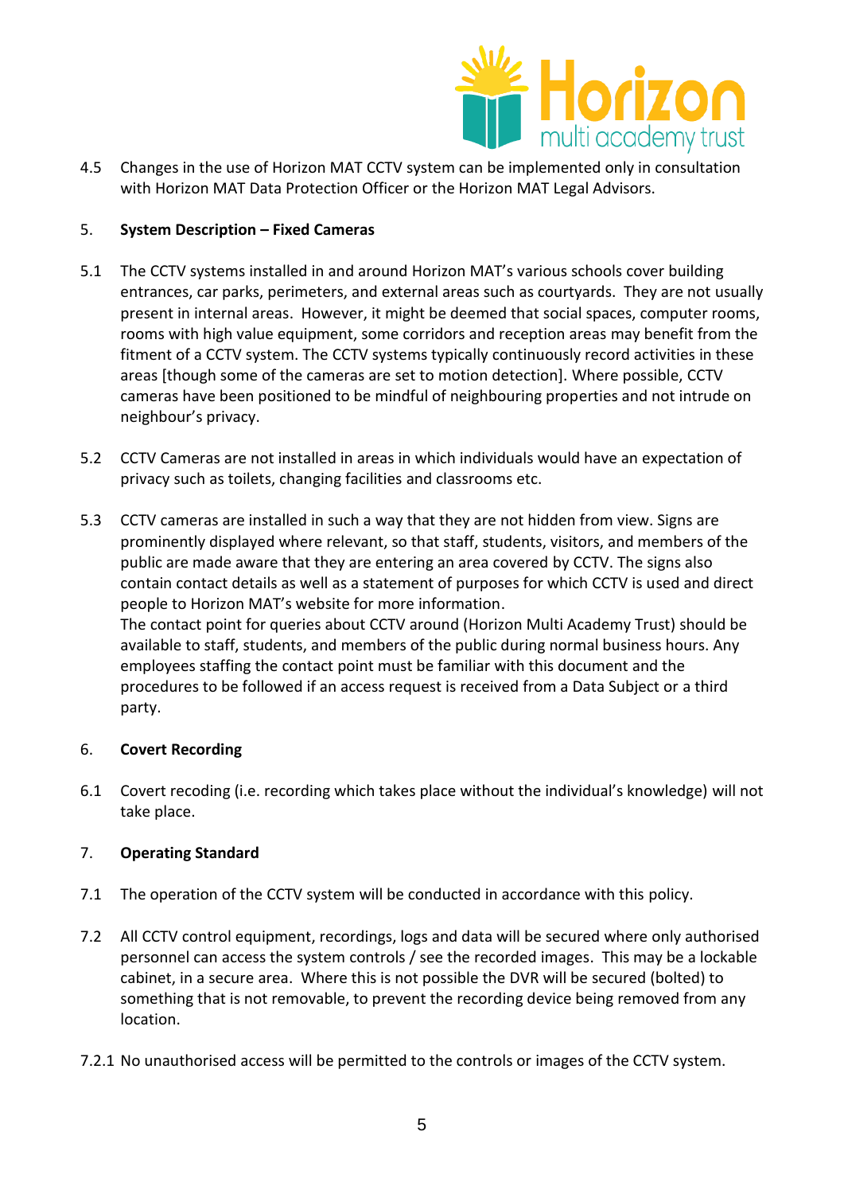4.5 Changes in the use of Horizon MAT CCTV system can be implemented only in consultation with Horizon MAT Data Protection Officer or the Horizon MAT Legal Advisors.

## 5. System Description – Fixed Cameras

5.1 The CCTV systems installed in and around Horizon MAT's various schools cover building entrances, car parks, perimeters, and external areas such as courtyards. They are not usually present in internal areas. However, it might be deemed that social spaces, computer rooms, rooms with high value equipment, some corridors and reception areas may benefit from the fitment of a CCTV system. The CCTV systems typically continuously record activities in these areas [though some of the cameras are set to motion detection]. Where possible, CCTV cameras have been positioned to be mindful of neighbouring properties and not intrude on neighbour's privacy.

5.2 CCTV Cameras are not installed in areas in which individuals would have an expectation of privacy such as toilets, changing facilities and classrooms etc.

5.3 CCTV cameras are installed in such a way that they are not hidden from view. Signs are prominently displayed where relevant, so that staff, students, visitors, and members of the public are made aware that they are entering an area covered by CCTV. The signs also contain contact details as well as a statement of purposes for which CCTV is used and direct people to Horizon MAT's website for more information.
The contact point for queries about CCTV around (Horizon Multi Academy Trust) should be available to staff, students, and members of the public during normal business hours. Any employees staffing the contact point must be familiar with this document and the procedures to be followed if an access request is received from a Data Subject or a third party.

## 6. Covert Recording

6.1 Covert recoding (i.e. recording which takes place without the individual's knowledge) will not take place.

## 7. Operating Standard

7.1 The operation of the CCTV system will be conducted in accordance with this policy.

7.2 All CCTV control equipment, recordings, logs and data will be secured where only authorised personnel can access the system controls / see the recorded images. This may be a lockable cabinet, in a secure area. Where this is not possible the DVR will be secured (bolted) to something that is not removable, to prevent the recording device being removed from any location.

7.2.1 No unauthorised access will be permitted to the controls or images of the CCTV system.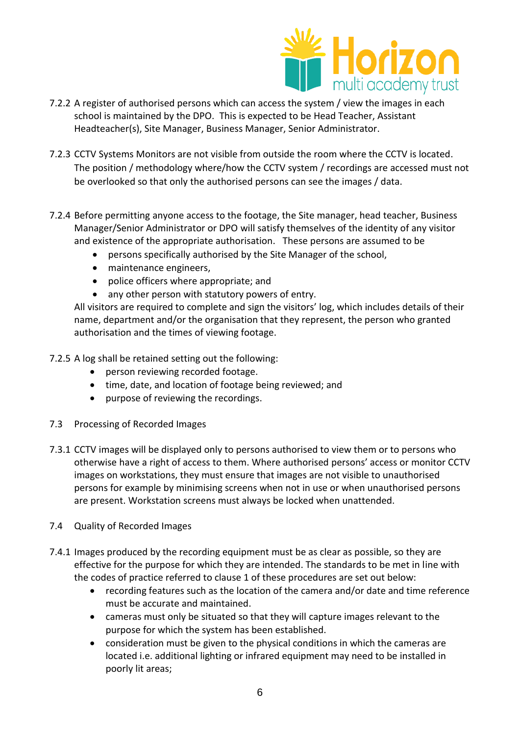7.2.2 A register of authorised persons which can access the system / view the images in each school is maintained by the DPO. This is expected to be Head Teacher, Assistant Headteacher(s), Site Manager, Business Manager, Senior Administrator.

7.2.3 CCTV Systems Monitors are not visible from outside the room where the CCTV is located. The position / methodology where/how the CCTV system / recordings are accessed must not be overlooked so that only the authorised persons can see the images / data.

7.2.4 Before permitting anyone access to the footage, the Site manager, head teacher, Business Manager/Senior Administrator or DPO will satisfy themselves of the identity of any visitor and existence of the appropriate authorisation. These persons are assumed to be

- persons specifically authorised by the Site Manager of the school,
- maintenance engineers,
- police officers where appropriate; and
- any other person with statutory powers of entry.

All visitors are required to complete and sign the visitors' log, which includes details of their name, department and/or the organisation that they represent, the person who granted authorisation and the times of viewing footage.

7.2.5 A log shall be retained setting out the following:

- person reviewing recorded footage.
- time, date, and location of footage being reviewed; and
- purpose of reviewing the recordings.

7.3 Processing of Recorded Images

7.3.1 CCTV images will be displayed only to persons authorised to view them or to persons who otherwise have a right of access to them. Where authorised persons' access or monitor CCTV images on workstations, they must ensure that images are not visible to unauthorised persons for example by minimising screens when not in use or when unauthorised persons are present. Workstation screens must always be locked when unattended.

7.4 Quality of Recorded Images

7.4.1 Images produced by the recording equipment must be as clear as possible, so they are effective for the purpose for which they are intended. The standards to be met in line with the codes of practice referred to clause 1 of these procedures are set out below:

- recording features such as the location of the camera and/or date and time reference must be accurate and maintained.
- cameras must only be situated so that they will capture images relevant to the purpose for which the system has been established.
- consideration must be given to the physical conditions in which the cameras are located i.e. additional lighting or infrared equipment may need to be installed in poorly lit areas;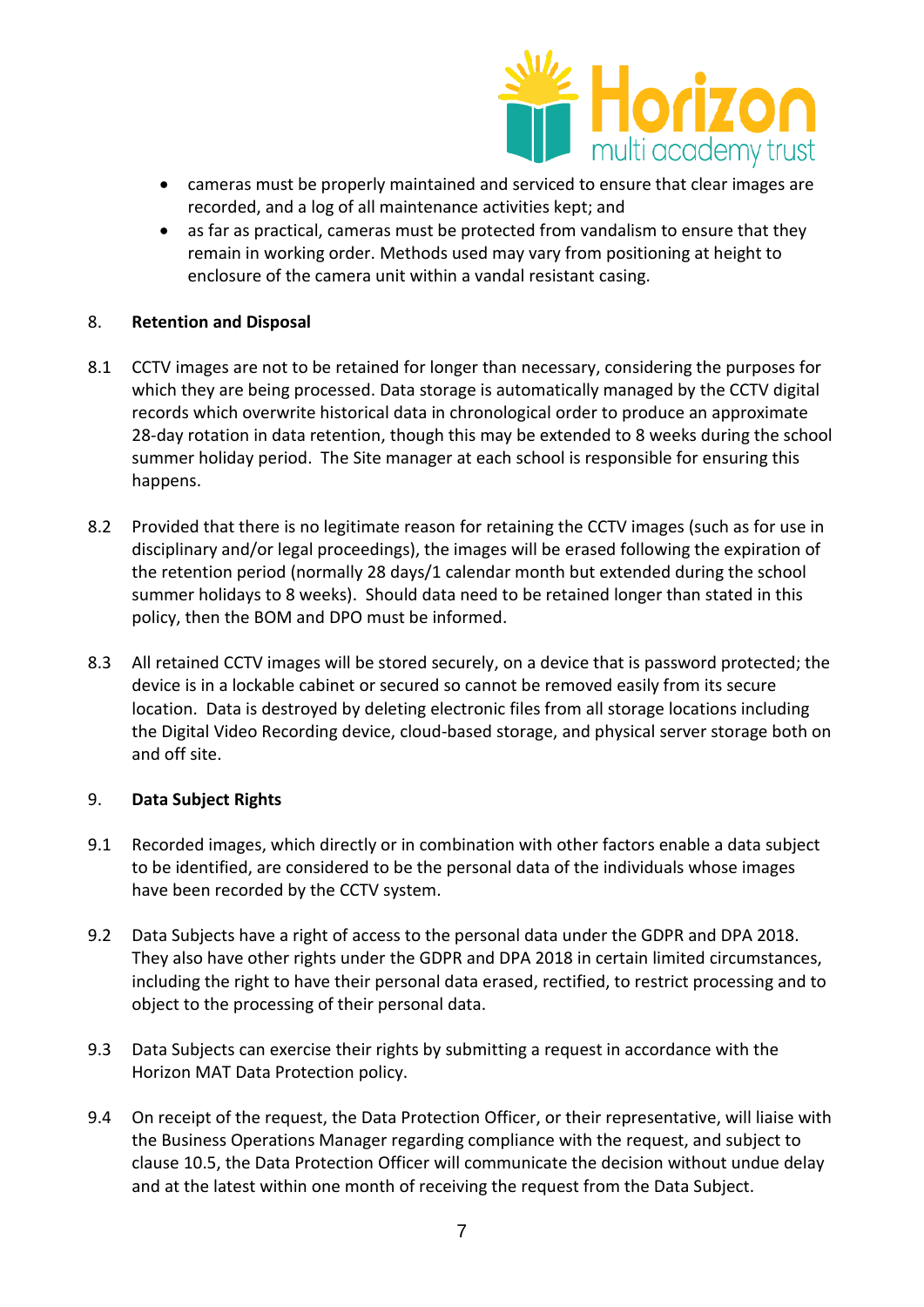- cameras must be properly maintained and serviced to ensure that clear images are recorded, and a log of all maintenance activities kept; and
- as far as practical, cameras must be protected from vandalism to ensure that they remain in working order. Methods used may vary from positioning at height to enclosure of the camera unit within a vandal resistant casing.

## 8. Retention and Disposal

8.1 CCTV images are not to be retained for longer than necessary, considering the purposes for which they are being processed. Data storage is automatically managed by the CCTV digital records which overwrite historical data in chronological order to produce an approximate 28-day rotation in data retention, though this may be extended to 8 weeks during the school summer holiday period. The Site manager at each school is responsible for ensuring this happens.

8.2 Provided that there is no legitimate reason for retaining the CCTV images (such as for use in disciplinary and/or legal proceedings), the images will be erased following the expiration of the retention period (normally 28 days/1 calendar month but extended during the school summer holidays to 8 weeks). Should data need to be retained longer than stated in this policy, then the BOM and DPO must be informed.

8.3 All retained CCTV images will be stored securely, on a device that is password protected; the device is in a lockable cabinet or secured so cannot be removed easily from its secure location. Data is destroyed by deleting electronic files from all storage locations including the Digital Video Recording device, cloud-based storage, and physical server storage both on and off site.

## 9. Data Subject Rights

9.1 Recorded images, which directly or in combination with other factors enable a data subject to be identified, are considered to be the personal data of the individuals whose images have been recorded by the CCTV system.

9.2 Data Subjects have a right of access to the personal data under the GDPR and DPA 2018. They also have other rights under the GDPR and DPA 2018 in certain limited circumstances, including the right to have their personal data erased, rectified, to restrict processing and to object to the processing of their personal data.

9.3 Data Subjects can exercise their rights by submitting a request in accordance with the Horizon MAT Data Protection policy.

9.4 On receipt of the request, the Data Protection Officer, or their representative, will liaise with the Business Operations Manager regarding compliance with the request, and subject to clause 10.5, the Data Protection Officer will communicate the decision without undue delay and at the latest within one month of receiving the request from the Data Subject.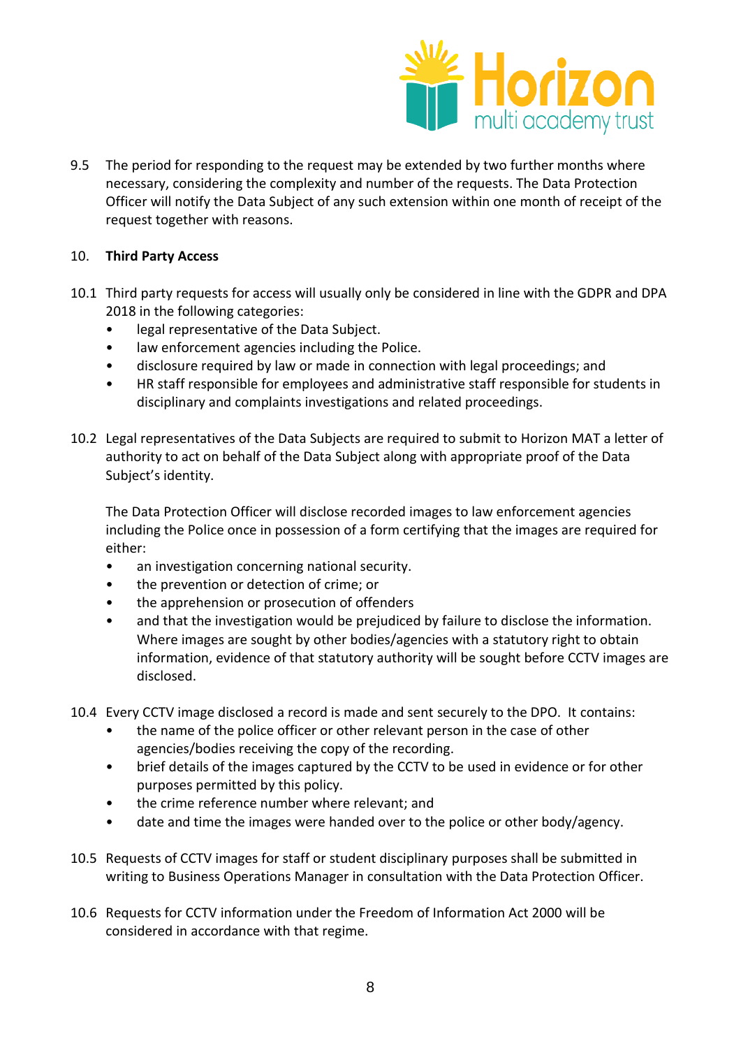9.5 The period for responding to the request may be extended by two further months where necessary, considering the complexity and number of the requests. The Data Protection Officer will notify the Data Subject of any such extension within one month of receipt of the request together with reasons.

## 10. Third Party Access

10.1 Third party requests for access will usually only be considered in line with the GDPR and DPA 2018 in the following categories:

- legal representative of the Data Subject.
- law enforcement agencies including the Police.
- disclosure required by law or made in connection with legal proceedings; and
- HR staff responsible for employees and administrative staff responsible for students in disciplinary and complaints investigations and related proceedings.

10.2 Legal representatives of the Data Subjects are required to submit to Horizon MAT a letter of authority to act on behalf of the Data Subject along with appropriate proof of the Data Subject's identity.

The Data Protection Officer will disclose recorded images to law enforcement agencies including the Police once in possession of a form certifying that the images are required for either:

- an investigation concerning national security.
- the prevention or detection of crime; or
- the apprehension or prosecution of offenders
- and that the investigation would be prejudiced by failure to disclose the information. Where images are sought by other bodies/agencies with a statutory right to obtain information, evidence of that statutory authority will be sought before CCTV images are disclosed.

10.4 Every CCTV image disclosed a record is made and sent securely to the DPO. It contains:

- the name of the police officer or other relevant person in the case of other agencies/bodies receiving the copy of the recording.
- brief details of the images captured by the CCTV to be used in evidence or for other purposes permitted by this policy.
- the crime reference number where relevant; and
- date and time the images were handed over to the police or other body/agency.

10.5 Requests of CCTV images for staff or student disciplinary purposes shall be submitted in writing to Business Operations Manager in consultation with the Data Protection Officer.

10.6 Requests for CCTV information under the Freedom of Information Act 2000 will be considered in accordance with that regime.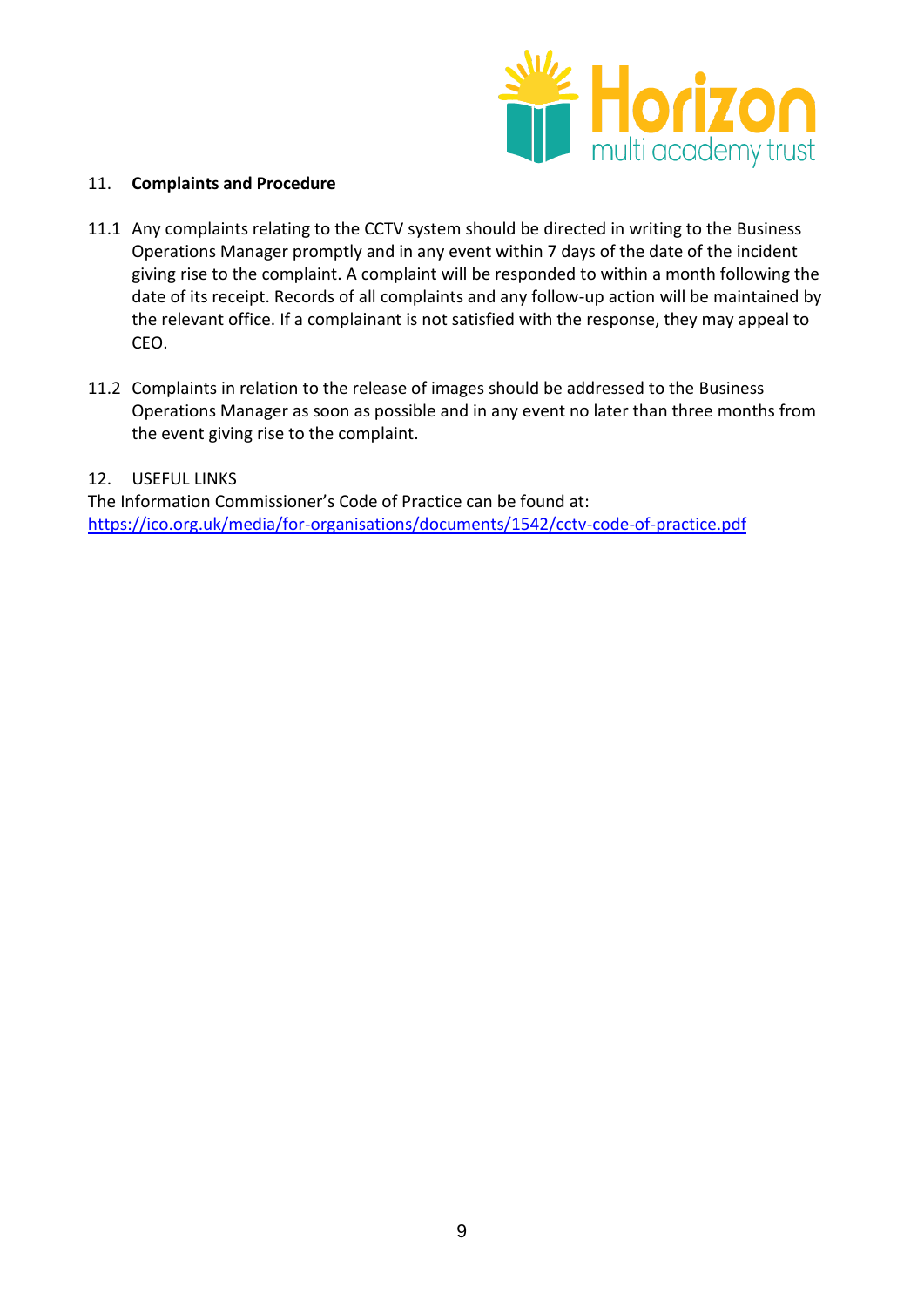## 11. Complaints and Procedure

11.1 Any complaints relating to the CCTV system should be directed in writing to the Business Operations Manager promptly and in any event within 7 days of the date of the incident giving rise to the complaint. A complaint will be responded to within a month following the date of its receipt. Records of all complaints and any follow-up action will be maintained by the relevant office. If a complainant is not satisfied with the response, they may appeal to CEO.

11.2 Complaints in relation to the release of images should be addressed to the Business Operations Manager as soon as possible and in any event no later than three months from the event giving rise to the complaint.

## 12. USEFUL LINKS

The Information Commissioner's Code of Practice can be found at:
[https://ico.org.uk/media/for-organisations/documents/1542/cctv-code-of-practice.pdf](https://ico.org.uk/media/for-organisations/documents/1542/cctv-code-of-practice.pdf)